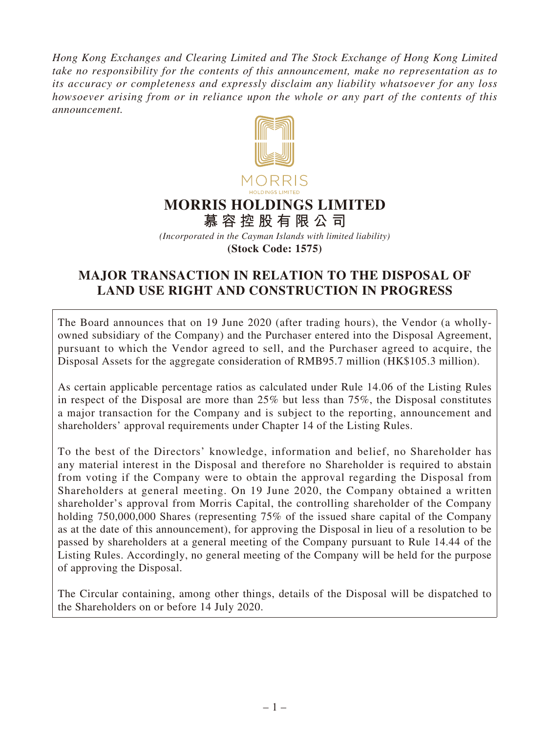*Hong Kong Exchanges and Clearing Limited and The Stock Exchange of Hong Kong Limited take no responsibility for the contents of this announcement, make no representation as to its accuracy or completeness and expressly disclaim any liability whatsoever for any loss howsoever arising from or in reliance upon the whole or any part of the contents of this announcement.*

MORRIS
HOLDINGS LIMITED

# MORRIS HOLDINGS LIMITED
# 慕容控股有限公司

*(Incorporated in the Cayman Islands with limited liability)*

**(Stock Code: 1575)**

## MAJOR TRANSACTION IN RELATION TO THE DISPOSAL OF LAND USE RIGHT AND CONSTRUCTION IN PROGRESS

The Board announces that on 19 June 2020 (after trading hours), the Vendor (a wholly-owned subsidiary of the Company) and the Purchaser entered into the Disposal Agreement, pursuant to which the Vendor agreed to sell, and the Purchaser agreed to acquire, the Disposal Assets for the aggregate consideration of RMB95.7 million (HK$105.3 million).

As certain applicable percentage ratios as calculated under Rule 14.06 of the Listing Rules in respect of the Disposal are more than 25% but less than 75%, the Disposal constitutes a major transaction for the Company and is subject to the reporting, announcement and shareholders' approval requirements under Chapter 14 of the Listing Rules.

To the best of the Directors' knowledge, information and belief, no Shareholder has any material interest in the Disposal and therefore no Shareholder is required to abstain from voting if the Company were to obtain the approval regarding the Disposal from Shareholders at general meeting. On 19 June 2020, the Company obtained a written shareholder's approval from Morris Capital, the controlling shareholder of the Company holding 750,000,000 Shares (representing 75% of the issued share capital of the Company as at the date of this announcement), for approving the Disposal in lieu of a resolution to be passed by shareholders at a general meeting of the Company pursuant to Rule 14.44 of the Listing Rules. Accordingly, no general meeting of the Company will be held for the purpose of approving the Disposal.

The Circular containing, among other things, details of the Disposal will be dispatched to the Shareholders on or before 14 July 2020.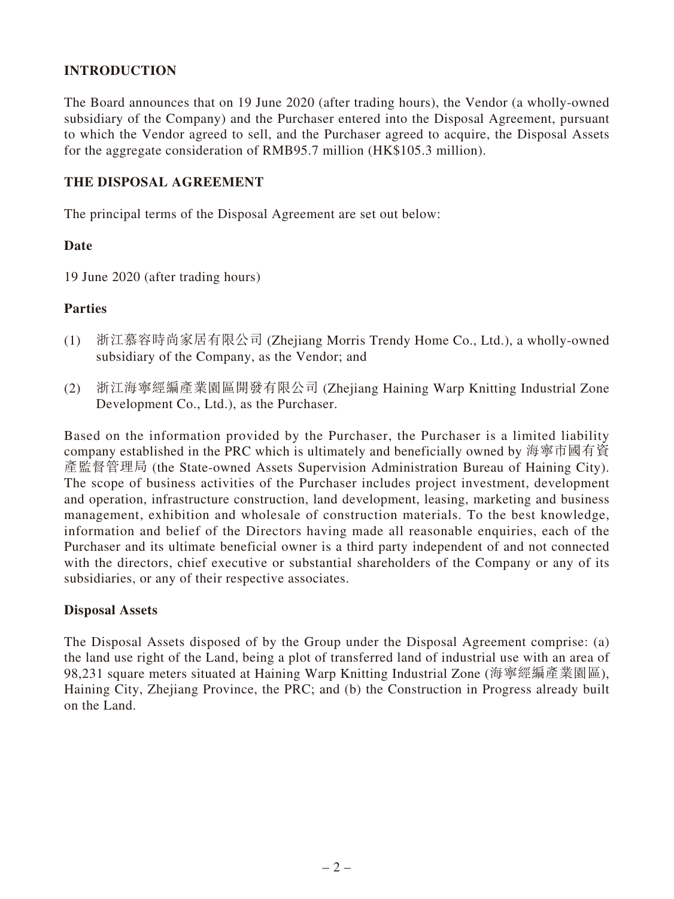## INTRODUCTION

The Board announces that on 19 June 2020 (after trading hours), the Vendor (a wholly-owned subsidiary of the Company) and the Purchaser entered into the Disposal Agreement, pursuant to which the Vendor agreed to sell, and the Purchaser agreed to acquire, the Disposal Assets for the aggregate consideration of RMB95.7 million (HK$105.3 million).

## THE DISPOSAL AGREEMENT

The principal terms of the Disposal Agreement are set out below:

### Date

19 June 2020 (after trading hours)

### Parties

(1) 浙江慕容時尚家居有限公司 (Zhejiang Morris Trendy Home Co., Ltd.), a wholly-owned subsidiary of the Company, as the Vendor; and

(2) 浙江海寧經編產業園區開發有限公司 (Zhejiang Haining Warp Knitting Industrial Zone Development Co., Ltd.), as the Purchaser.

Based on the information provided by the Purchaser, the Purchaser is a limited liability company established in the PRC which is ultimately and beneficially owned by 海寧市國有資產監督管理局 (the State-owned Assets Supervision Administration Bureau of Haining City). The scope of business activities of the Purchaser includes project investment, development and operation, infrastructure construction, land development, leasing, marketing and business management, exhibition and wholesale of construction materials. To the best knowledge, information and belief of the Directors having made all reasonable enquiries, each of the Purchaser and its ultimate beneficial owner is a third party independent of and not connected with the directors, chief executive or substantial shareholders of the Company or any of its subsidiaries, or any of their respective associates.

### Disposal Assets

The Disposal Assets disposed of by the Group under the Disposal Agreement comprise: (a) the land use right of the Land, being a plot of transferred land of industrial use with an area of 98,231 square meters situated at Haining Warp Knitting Industrial Zone (海寧經編產業園區), Haining City, Zhejiang Province, the PRC; and (b) the Construction in Progress already built on the Land.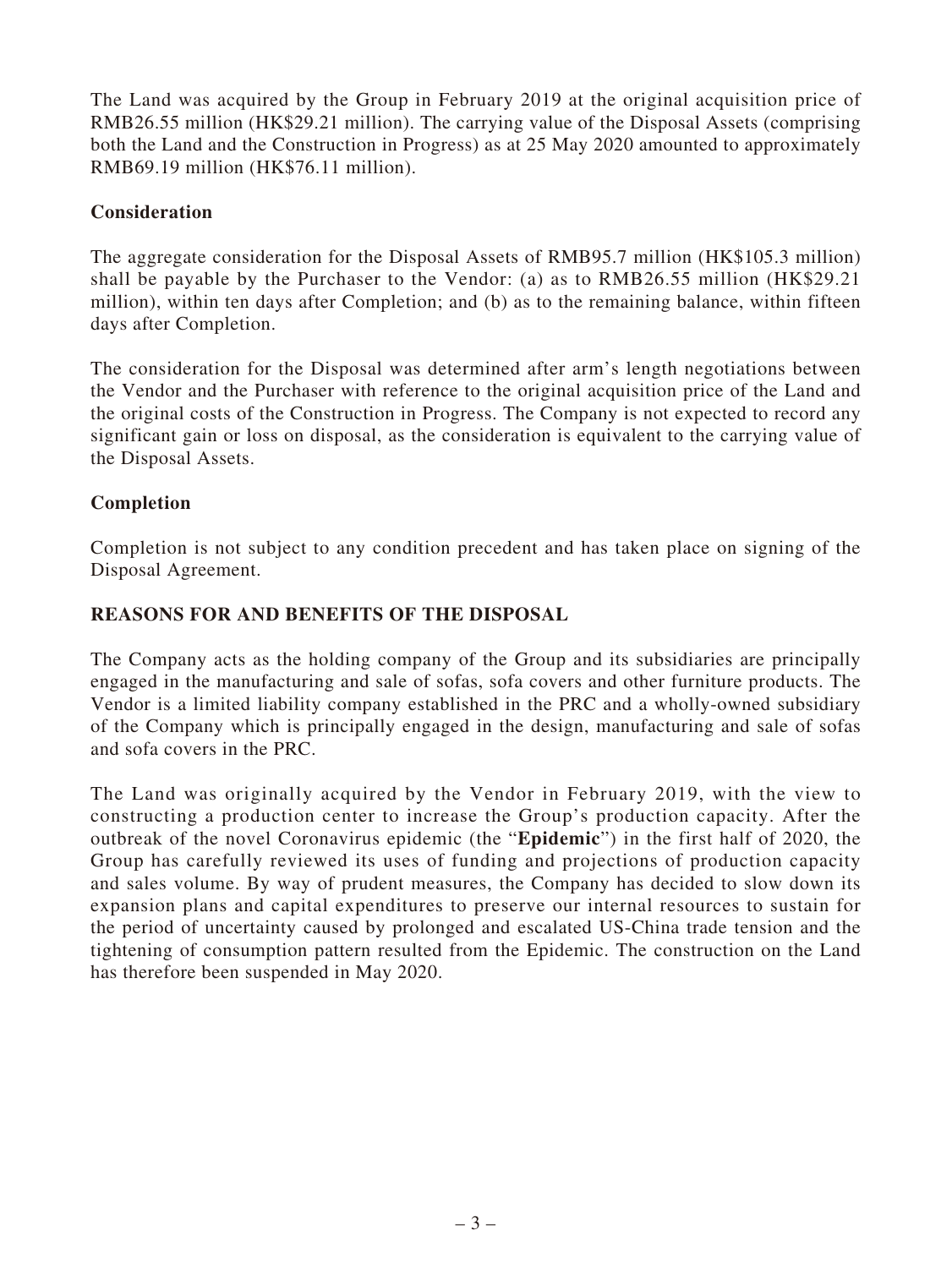The Land was acquired by the Group in February 2019 at the original acquisition price of RMB26.55 million (HK$29.21 million). The carrying value of the Disposal Assets (comprising both the Land and the Construction in Progress) as at 25 May 2020 amounted to approximately RMB69.19 million (HK$76.11 million).

**Consideration**

The aggregate consideration for the Disposal Assets of RMB95.7 million (HK$105.3 million) shall be payable by the Purchaser to the Vendor: (a) as to RMB26.55 million (HK$29.21 million), within ten days after Completion; and (b) as to the remaining balance, within fifteen days after Completion.

The consideration for the Disposal was determined after arm's length negotiations between the Vendor and the Purchaser with reference to the original acquisition price of the Land and the original costs of the Construction in Progress. The Company is not expected to record any significant gain or loss on disposal, as the consideration is equivalent to the carrying value of the Disposal Assets.

**Completion**

Completion is not subject to any condition precedent and has taken place on signing of the Disposal Agreement.

**REASONS FOR AND BENEFITS OF THE DISPOSAL**

The Company acts as the holding company of the Group and its subsidiaries are principally engaged in the manufacturing and sale of sofas, sofa covers and other furniture products. The Vendor is a limited liability company established in the PRC and a wholly-owned subsidiary of the Company which is principally engaged in the design, manufacturing and sale of sofas and sofa covers in the PRC.

The Land was originally acquired by the Vendor in February 2019, with the view to constructing a production center to increase the Group's production capacity. After the outbreak of the novel Coronavirus epidemic (the "**Epidemic**") in the first half of 2020, the Group has carefully reviewed its uses of funding and projections of production capacity and sales volume. By way of prudent measures, the Company has decided to slow down its expansion plans and capital expenditures to preserve our internal resources to sustain for the period of uncertainty caused by prolonged and escalated US-China trade tension and the tightening of consumption pattern resulted from the Epidemic. The construction on the Land has therefore been suspended in May 2020.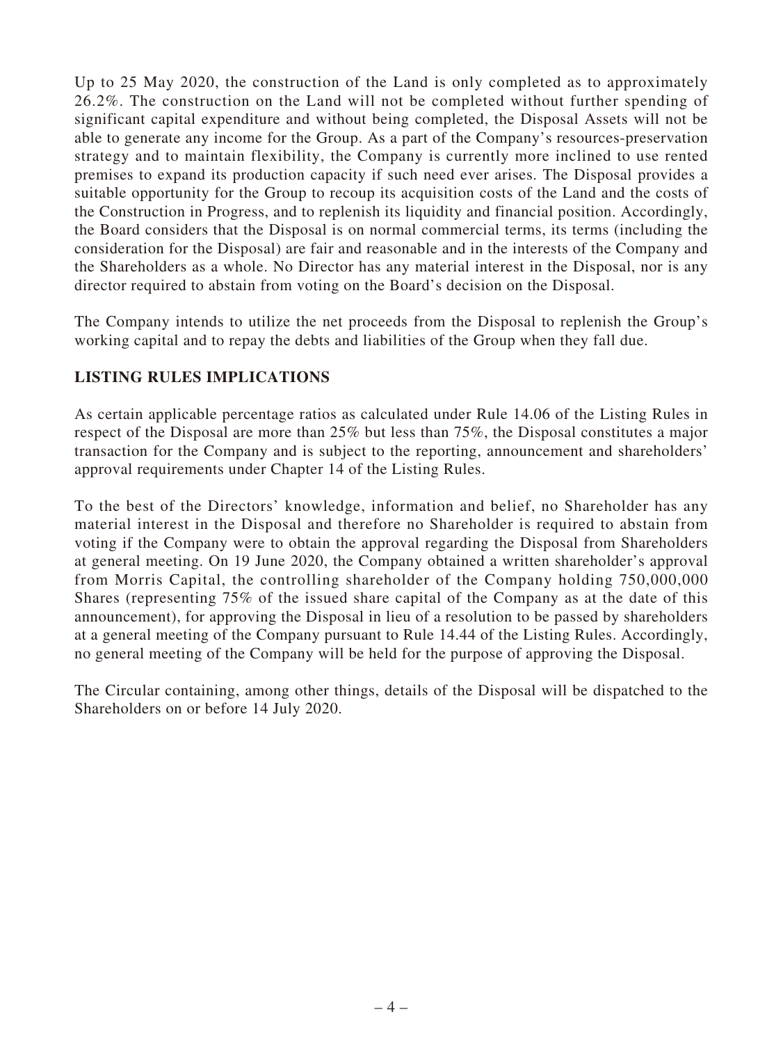Up to 25 May 2020, the construction of the Land is only completed as to approximately 26.2%. The construction on the Land will not be completed without further spending of significant capital expenditure and without being completed, the Disposal Assets will not be able to generate any income for the Group. As a part of the Company's resources-preservation strategy and to maintain flexibility, the Company is currently more inclined to use rented premises to expand its production capacity if such need ever arises. The Disposal provides a suitable opportunity for the Group to recoup its acquisition costs of the Land and the costs of the Construction in Progress, and to replenish its liquidity and financial position. Accordingly, the Board considers that the Disposal is on normal commercial terms, its terms (including the consideration for the Disposal) are fair and reasonable and in the interests of the Company and the Shareholders as a whole. No Director has any material interest in the Disposal, nor is any director required to abstain from voting on the Board's decision on the Disposal.

The Company intends to utilize the net proceeds from the Disposal to replenish the Group's working capital and to repay the debts and liabilities of the Group when they fall due.

## LISTING RULES IMPLICATIONS

As certain applicable percentage ratios as calculated under Rule 14.06 of the Listing Rules in respect of the Disposal are more than 25% but less than 75%, the Disposal constitutes a major transaction for the Company and is subject to the reporting, announcement and shareholders' approval requirements under Chapter 14 of the Listing Rules.

To the best of the Directors' knowledge, information and belief, no Shareholder has any material interest in the Disposal and therefore no Shareholder is required to abstain from voting if the Company were to obtain the approval regarding the Disposal from Shareholders at general meeting. On 19 June 2020, the Company obtained a written shareholder's approval from Morris Capital, the controlling shareholder of the Company holding 750,000,000 Shares (representing 75% of the issued share capital of the Company as at the date of this announcement), for approving the Disposal in lieu of a resolution to be passed by shareholders at a general meeting of the Company pursuant to Rule 14.44 of the Listing Rules. Accordingly, no general meeting of the Company will be held for the purpose of approving the Disposal.

The Circular containing, among other things, details of the Disposal will be dispatched to the Shareholders on or before 14 July 2020.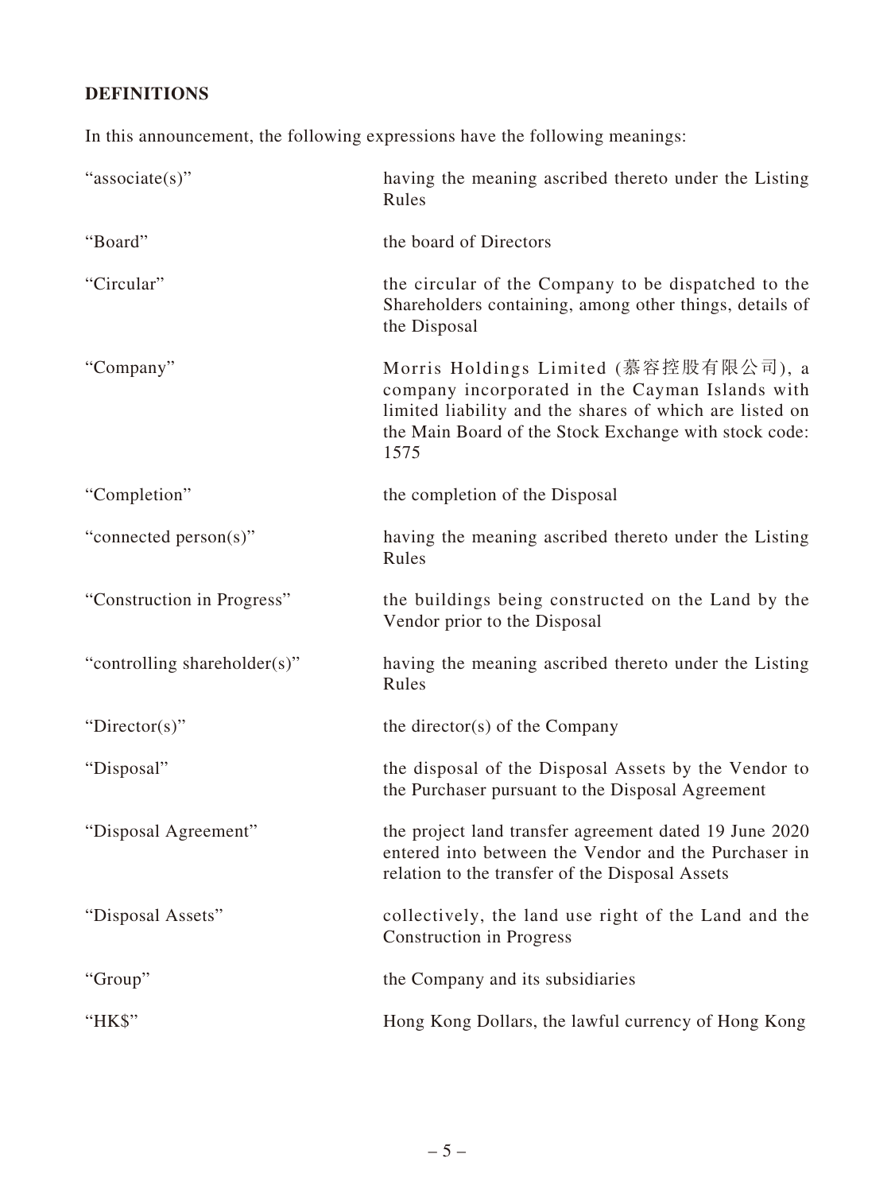## DEFINITIONS

In this announcement, the following expressions have the following meanings:

| | |
|---|---|
| "associate(s)" | having the meaning ascribed thereto under the Listing Rules |
| "Board" | the board of Directors |
| "Circular" | the circular of the Company to be dispatched to the Shareholders containing, among other things, details of the Disposal |
| "Company" | Morris Holdings Limited (慕容控股有限公司), a company incorporated in the Cayman Islands with limited liability and the shares of which are listed on the Main Board of the Stock Exchange with stock code: 1575 |
| "Completion" | the completion of the Disposal |
| "connected person(s)" | having the meaning ascribed thereto under the Listing Rules |
| "Construction in Progress" | the buildings being constructed on the Land by the Vendor prior to the Disposal |
| "controlling shareholder(s)" | having the meaning ascribed thereto under the Listing Rules |
| "Director(s)" | the director(s) of the Company |
| "Disposal" | the disposal of the Disposal Assets by the Vendor to the Purchaser pursuant to the Disposal Agreement |
| "Disposal Agreement" | the project land transfer agreement dated 19 June 2020 entered into between the Vendor and the Purchaser in relation to the transfer of the Disposal Assets |
| "Disposal Assets" | collectively, the land use right of the Land and the Construction in Progress |
| "Group" | the Company and its subsidiaries |
| "HK$" | Hong Kong Dollars, the lawful currency of Hong Kong |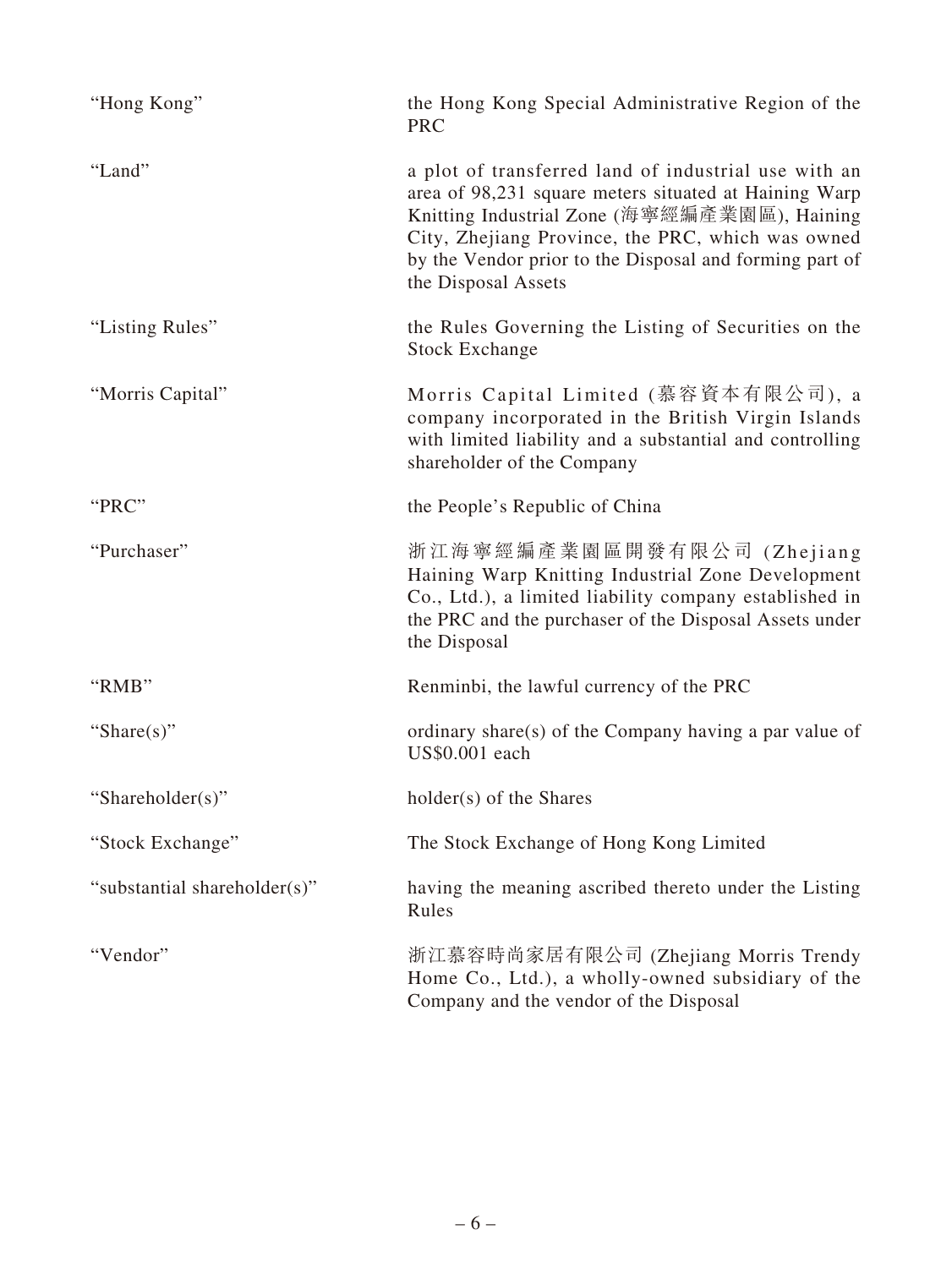| | |
|---|---|
| "Hong Kong" | the Hong Kong Special Administrative Region of the PRC |
| "Land" | a plot of transferred land of industrial use with an area of 98,231 square meters situated at Haining Warp Knitting Industrial Zone (海寧經編產業園區), Haining City, Zhejiang Province, the PRC, which was owned by the Vendor prior to the Disposal and forming part of the Disposal Assets |
| "Listing Rules" | the Rules Governing the Listing of Securities on the Stock Exchange |
| "Morris Capital" | Morris Capital Limited (慕容資本有限公司), a company incorporated in the British Virgin Islands with limited liability and a substantial and controlling shareholder of the Company |
| "PRC" | the People's Republic of China |
| "Purchaser" | 浙江海寧經編產業園區開發有限公司 (Zhejiang Haining Warp Knitting Industrial Zone Development Co., Ltd.), a limited liability company established in the PRC and the purchaser of the Disposal Assets under the Disposal |
| "RMB" | Renminbi, the lawful currency of the PRC |
| "Share(s)" | ordinary share(s) of the Company having a par value of US$0.001 each |
| "Shareholder(s)" | holder(s) of the Shares |
| "Stock Exchange" | The Stock Exchange of Hong Kong Limited |
| "substantial shareholder(s)" | having the meaning ascribed thereto under the Listing Rules |
| "Vendor" | 浙江慕容時尚家居有限公司 (Zhejiang Morris Trendy Home Co., Ltd.), a wholly-owned subsidiary of the Company and the vendor of the Disposal |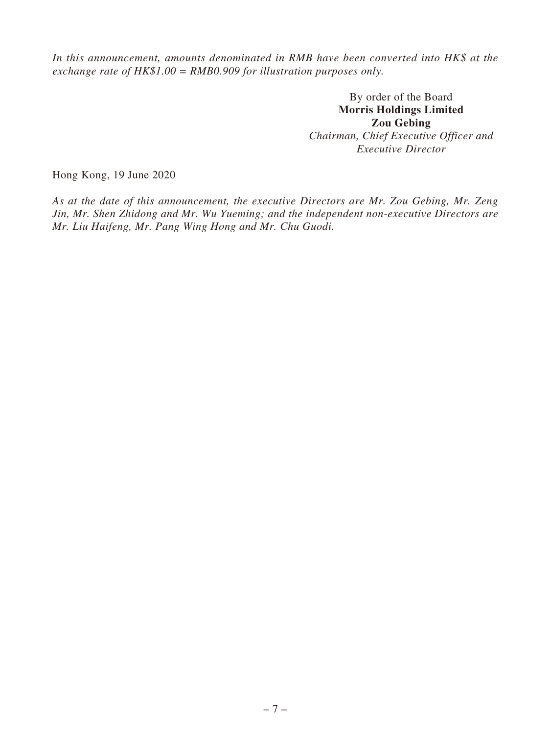*In this announcement, amounts denominated in RMB have been converted into HK$ at the exchange rate of HK$1.00 = RMB0.909 for illustration purposes only.*

By order of the Board
**Morris Holdings Limited**
**Zou Gebing**
*Chairman, Chief Executive Officer and Executive Director*

Hong Kong, 19 June 2020

*As at the date of this announcement, the executive Directors are Mr. Zou Gebing, Mr. Zeng Jin, Mr. Shen Zhidong and Mr. Wu Yueming; and the independent non-executive Directors are Mr. Liu Haifeng, Mr. Pang Wing Hong and Mr. Chu Guodi.*